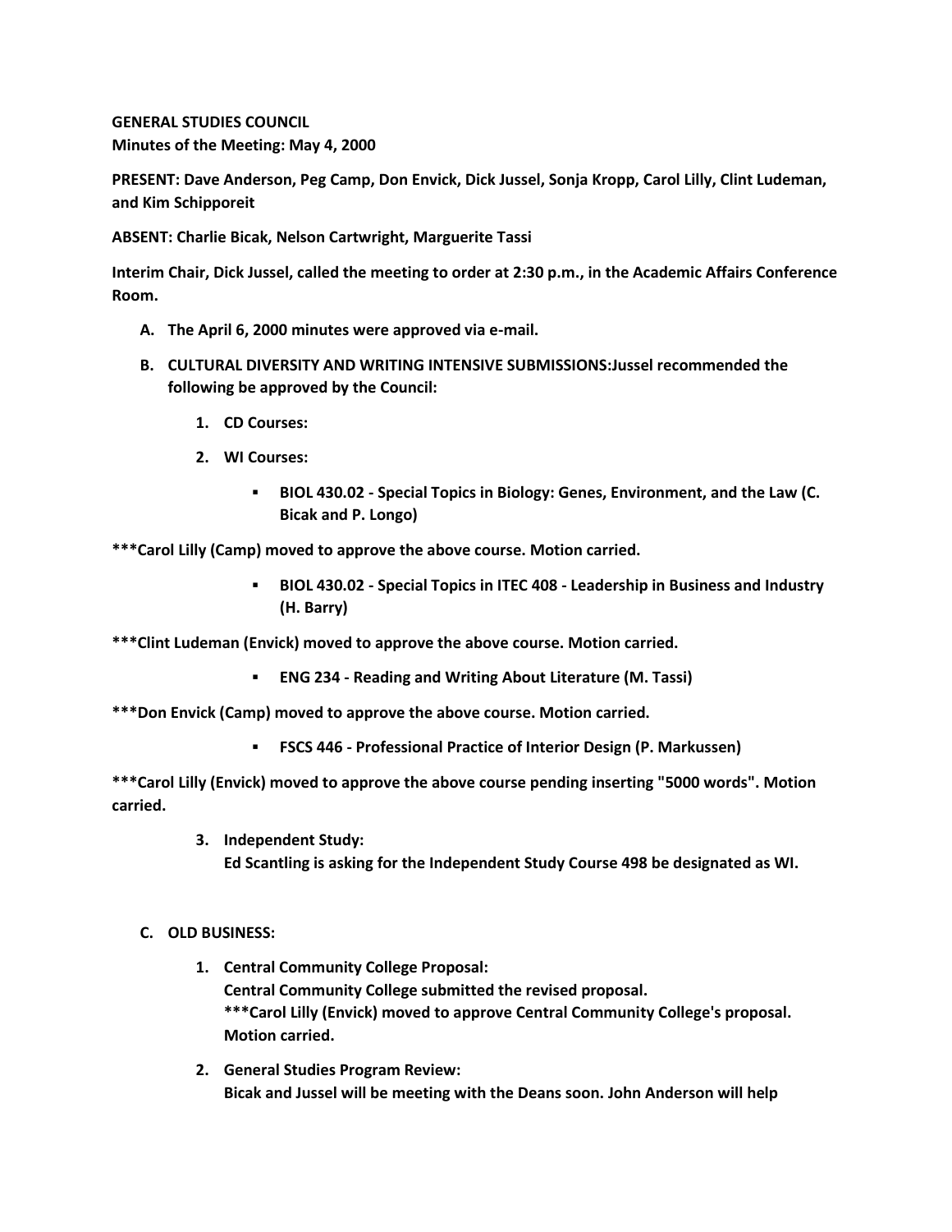**GENERAL STUDIES COUNCIL**
**Minutes of the Meeting: May 4, 2000**

**PRESENT: Dave Anderson, Peg Camp, Don Envick, Dick Jussel, Sonja Kropp, Carol Lilly, Clint Ludeman, and Kim Schipporeit**

**ABSENT: Charlie Bicak, Nelson Cartwright, Marguerite Tassi**

**Interim Chair, Dick Jussel, called the meeting to order at 2:30 p.m., in the Academic Affairs Conference Room.**

A. **The April 6, 2000 minutes were approved via e-mail.**

B. **CULTURAL DIVERSITY AND WRITING INTENSIVE SUBMISSIONS:Jussel recommended the following be approved by the Council:**

   1. **CD Courses:**

   2. **WI Courses:**

      - **BIOL 430.02 - Special Topics in Biology: Genes, Environment, and the Law (C. Bicak and P. Longo)**

**\*\*\*Carol Lilly (Camp) moved to approve the above course. Motion carried.**

      - **BIOL 430.02 - Special Topics in ITEC 408 - Leadership in Business and Industry (H. Barry)**

**\*\*\*Clint Ludeman (Envick) moved to approve the above course. Motion carried.**

      - **ENG 234 - Reading and Writing About Literature (M. Tassi)**

**\*\*\*Don Envick (Camp) moved to approve the above course. Motion carried.**

      - **FSCS 446 - Professional Practice of Interior Design (P. Markussen)**

**\*\*\*Carol Lilly (Envick) moved to approve the above course pending inserting "5000 words". Motion carried.**

   3. **Independent Study:**
      **Ed Scantling is asking for the Independent Study Course 498 be designated as WI.**

C. **OLD BUSINESS:**

   1. **Central Community College Proposal:**
      **Central Community College submitted the revised proposal.**
      **\*\*\*Carol Lilly (Envick) moved to approve Central Community College's proposal. Motion carried.**

   2. **General Studies Program Review:**
      **Bicak and Jussel will be meeting with the Deans soon. John Anderson will help**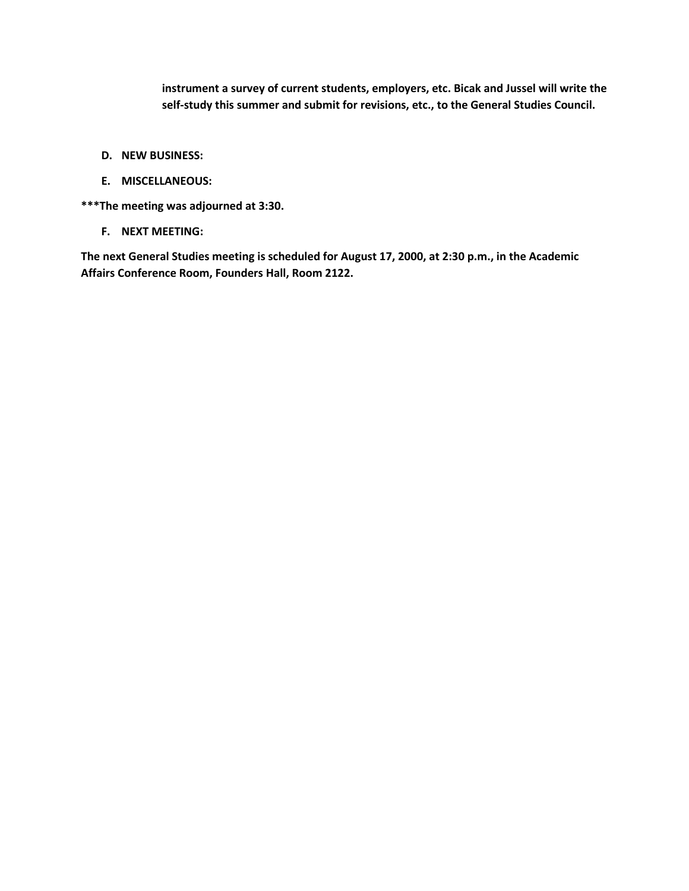**instrument a survey of current students, employers, etc. Bicak and Jussel will write the self-study this summer and submit for revisions, etc., to the General Studies Council.**

**D. NEW BUSINESS:**

**E. MISCELLANEOUS:**

**\*\*\*The meeting was adjourned at 3:30.**

**F. NEXT MEETING:**

**The next General Studies meeting is scheduled for August 17, 2000, at 2:30 p.m., in the Academic Affairs Conference Room, Founders Hall, Room 2122.**